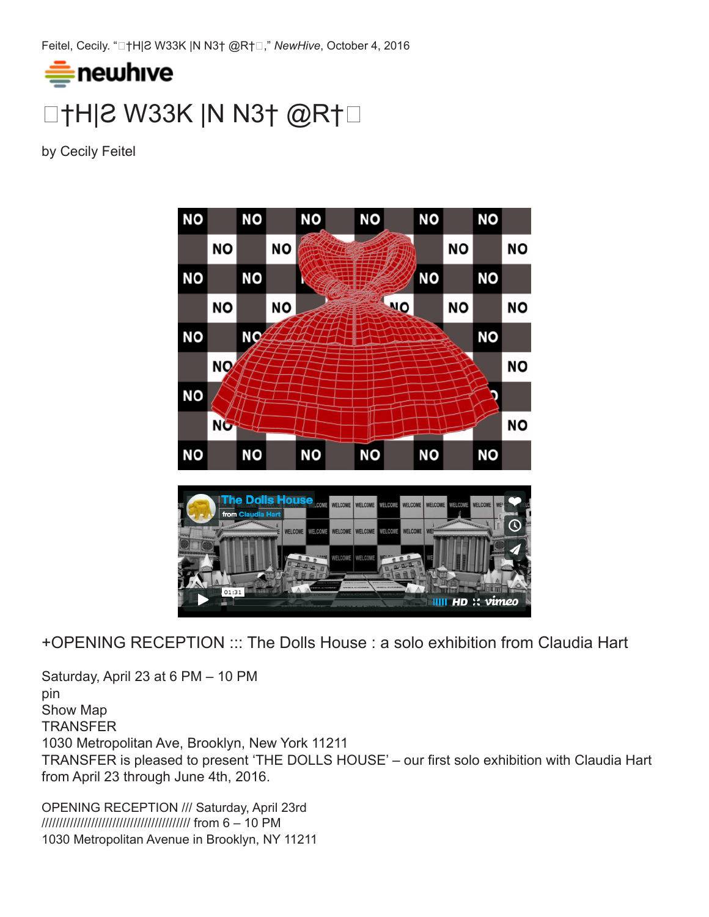Feitel, Cecily. "□†H|Ƨ W33K |N N3† @R†□," *NewHive*, October 4, 2016

newhive

# □†H|Ƨ W33K |N N3† @R†□

by Cecily Feitel

+OPENING RECEPTION ::: The Dolls House : a solo exhibition from Claudia Hart

Saturday, April 23 at 6 PM – 10 PM
pin
Show Map
TRANSFER
1030 Metropolitan Ave, Brooklyn, New York 11211
TRANSFER is pleased to present 'THE DOLLS HOUSE' – our first solo exhibition with Claudia Hart from April 23 through June 4th, 2016.

OPENING RECEPTION /// Saturday, April 23rd
////////////////////////////////////// from 6 – 10 PM
1030 Metropolitan Avenue in Brooklyn, NY 11211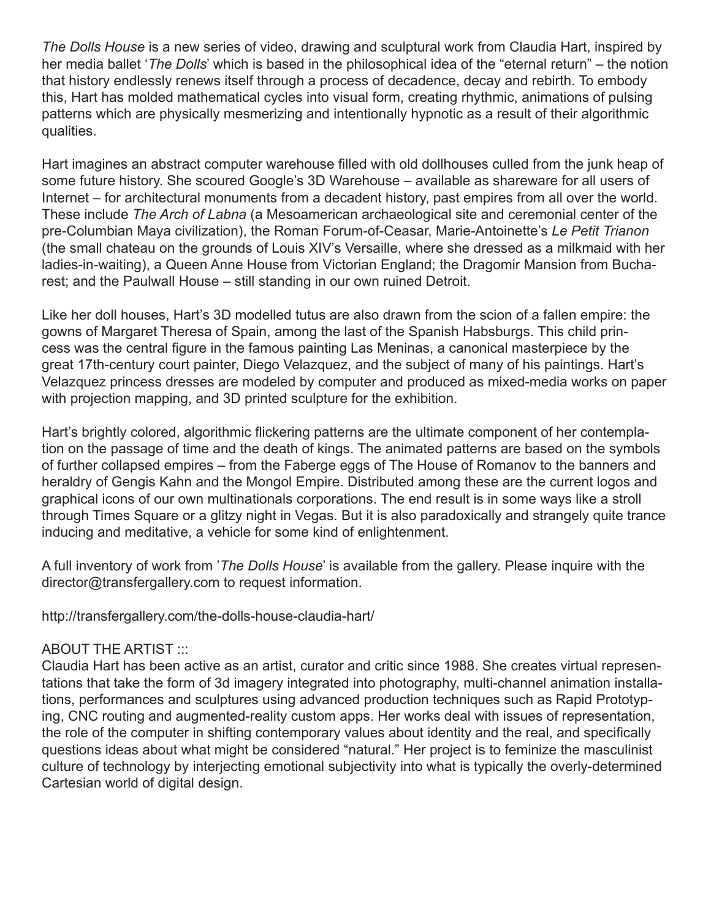*The Dolls House* is a new series of video, drawing and sculptural work from Claudia Hart, inspired by her media ballet '*The Dolls*' which is based in the philosophical idea of the "eternal return" – the notion that history endlessly renews itself through a process of decadence, decay and rebirth. To embody this, Hart has molded mathematical cycles into visual form, creating rhythmic, animations of pulsing patterns which are physically mesmerizing and intentionally hypnotic as a result of their algorithmic qualities.

Hart imagines an abstract computer warehouse filled with old dollhouses culled from the junk heap of some future history. She scoured Google's 3D Warehouse – available as shareware for all users of Internet – for architectural monuments from a decadent history, past empires from all over the world. These include *The Arch of Labna* (a Mesoamerican archaeological site and ceremonial center of the pre-Columbian Maya civilization), the Roman Forum-of-Ceasar, Marie-Antoinette's *Le Petit Trianon* (the small chateau on the grounds of Louis XIV's Versaille, where she dressed as a milkmaid with her ladies-in-waiting), a Queen Anne House from Victorian England; the Dragomir Mansion from Bucharest; and the Paulwall House – still standing in our own ruined Detroit.

Like her doll houses, Hart's 3D modelled tutus are also drawn from the scion of a fallen empire: the gowns of Margaret Theresa of Spain, among the last of the Spanish Habsburgs. This child princess was the central figure in the famous painting Las Meninas, a canonical masterpiece by the great 17th-century court painter, Diego Velazquez, and the subject of many of his paintings. Hart's Velazquez princess dresses are modeled by computer and produced as mixed-media works on paper with projection mapping, and 3D printed sculpture for the exhibition.

Hart's brightly colored, algorithmic flickering patterns are the ultimate component of her contemplation on the passage of time and the death of kings. The animated patterns are based on the symbols of further collapsed empires – from the Faberge eggs of The House of Romanov to the banners and heraldry of Gengis Kahn and the Mongol Empire. Distributed among these are the current logos and graphical icons of our own multinationals corporations. The end result is in some ways like a stroll through Times Square or a glitzy night in Vegas. But it is also paradoxically and strangely quite trance inducing and meditative, a vehicle for some kind of enlightenment.

A full inventory of work from '*The Dolls House*' is available from the gallery. Please inquire with the director@transfergallery.com to request information.

http://transfergallery.com/the-dolls-house-claudia-hart/

ABOUT THE ARTIST :::
Claudia Hart has been active as an artist, curator and critic since 1988. She creates virtual representations that take the form of 3d imagery integrated into photography, multi-channel animation installations, performances and sculptures using advanced production techniques such as Rapid Prototyping, CNC routing and augmented-reality custom apps. Her works deal with issues of representation, the role of the computer in shifting contemporary values about identity and the real, and specifically questions ideas about what might be considered "natural." Her project is to feminize the masculinist culture of technology by interjecting emotional subjectivity into what is typically the overly-determined Cartesian world of digital design.